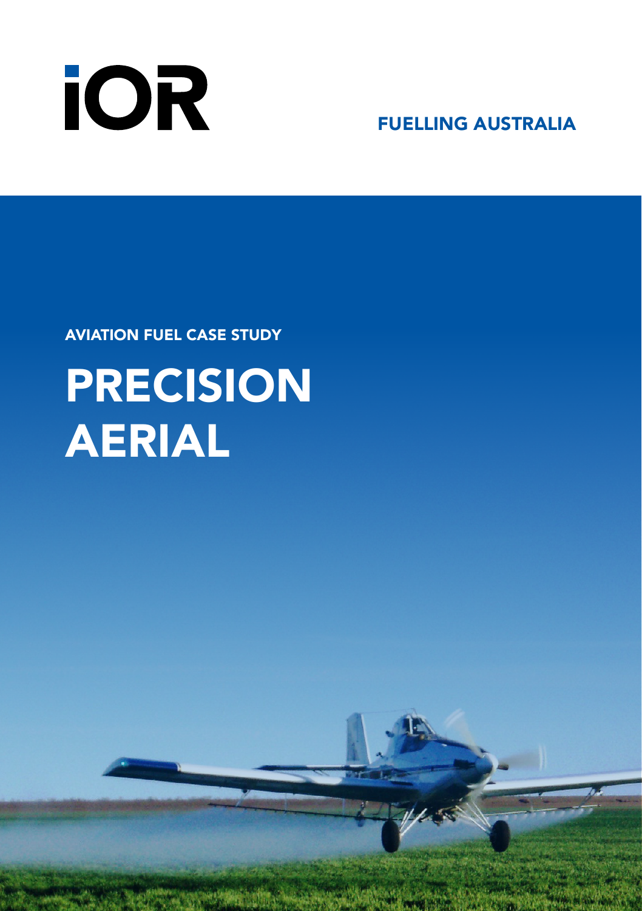iOR

FUELLING AUSTRALIA

AVIATION FUEL CASE STUDY

# PRECISION AERIAL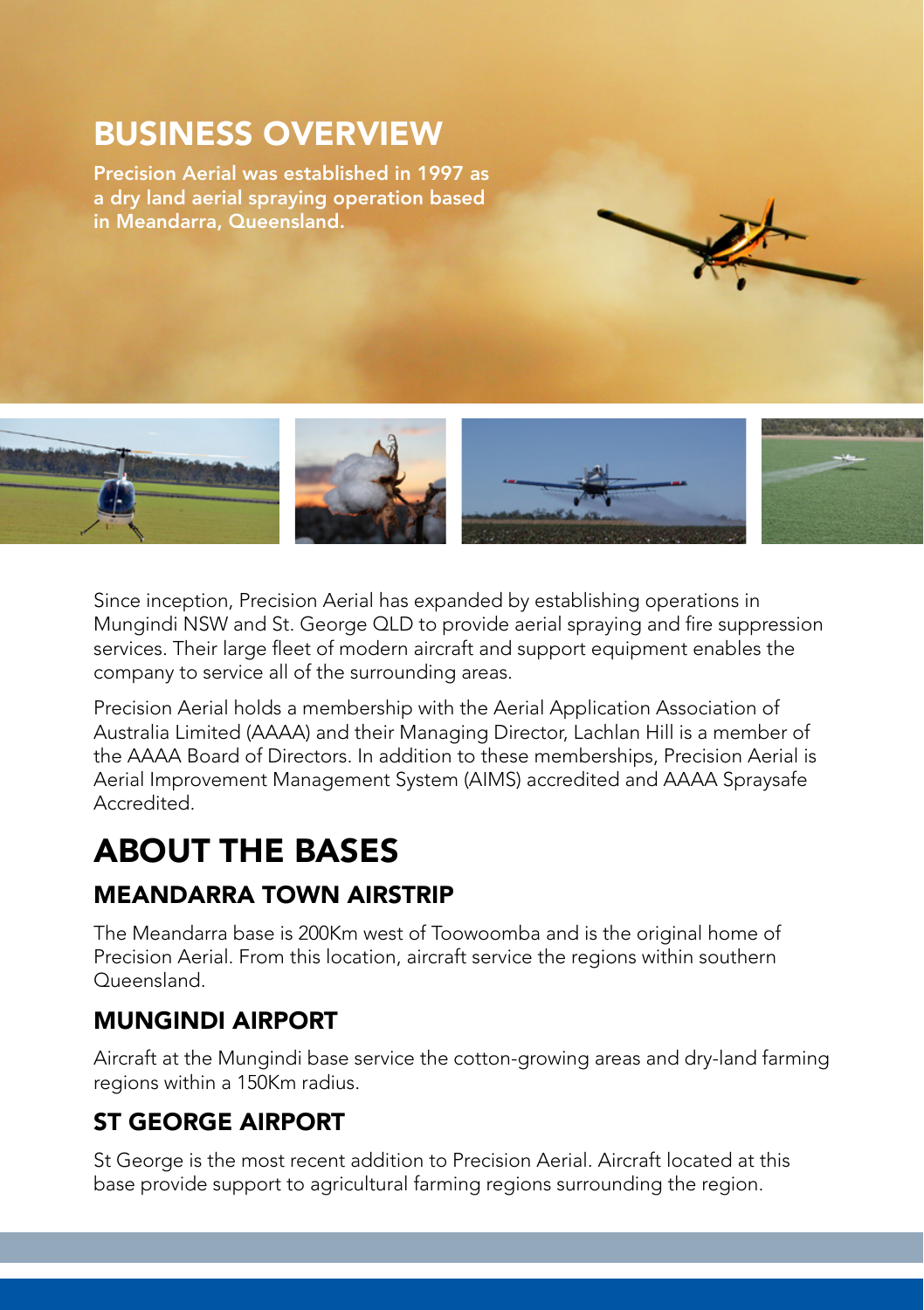# BUSINESS OVERVIEW

**Precision Aerial was established in 1997 as a dry land aerial spraying operation based in Meandarra, Queensland.**

Since inception, Precision Aerial has expanded by establishing operations in Mungindi NSW and St. George QLD to provide aerial spraying and fire suppression services. Their large fleet of modern aircraft and support equipment enables the company to service all of the surrounding areas.

Precision Aerial holds a membership with the Aerial Application Association of Australia Limited (AAAA) and their Managing Director, Lachlan Hill is a member of the AAAA Board of Directors. In addition to these memberships, Precision Aerial is Aerial Improvement Management System (AIMS) accredited and AAAA Spraysafe Accredited.

# ABOUT THE BASES

## MEANDARRA TOWN AIRSTRIP

The Meandarra base is 200Km west of Toowoomba and is the original home of Precision Aerial. From this location, aircraft service the regions within southern Queensland.

## MUNGINDI AIRPORT

Aircraft at the Mungindi base service the cotton-growing areas and dry-land farming regions within a 150Km radius.

## ST GEORGE AIRPORT

St George is the most recent addition to Precision Aerial. Aircraft located at this base provide support to agricultural farming regions surrounding the region.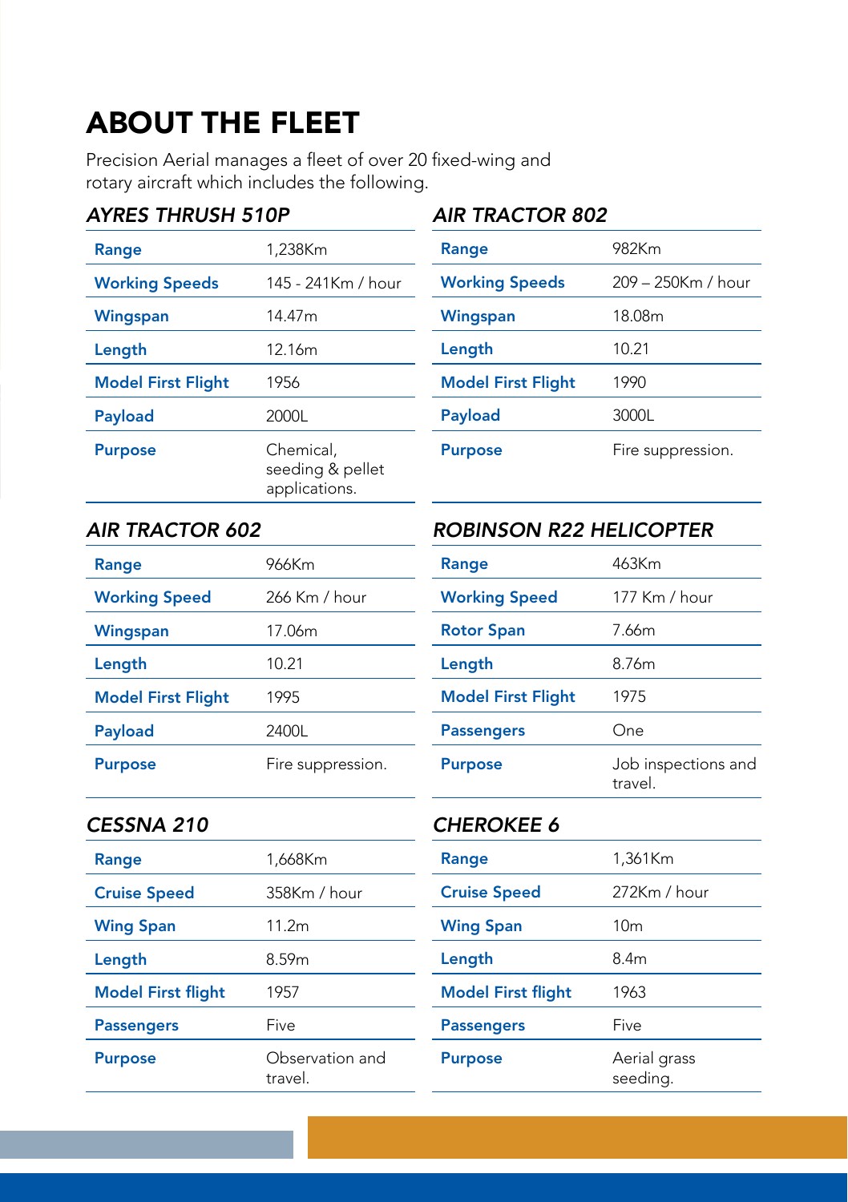# ABOUT THE FLEET

Precision Aerial manages a fleet of over 20 fixed-wing and rotary aircraft which includes the following.

### *AYRES THRUSH 510P*

| | |
|---|---|
| **Range** | 1,238Km |
| **Working Speeds** | 145 - 241Km / hour |
| **Wingspan** | 14.47m |
| **Length** | 12.16m |
| **Model First Flight** | 1956 |
| **Payload** | 2000L |
| **Purpose** | Chemical, seeding & pellet applications. |

### *AIR TRACTOR 802*

| | |
|---|---|
| **Range** | 982Km |
| **Working Speeds** | 209 – 250Km / hour |
| **Wingspan** | 18.08m |
| **Length** | 10.21 |
| **Model First Flight** | 1990 |
| **Payload** | 3000L |
| **Purpose** | Fire suppression. |

### *AIR TRACTOR 602*

| | |
|---|---|
| **Range** | 966Km |
| **Working Speed** | 266 Km / hour |
| **Wingspan** | 17.06m |
| **Length** | 10.21 |
| **Model First Flight** | 1995 |
| **Payload** | 2400L |
| **Purpose** | Fire suppression. |

### *ROBINSON R22 HELICOPTER*

| | |
|---|---|
| **Range** | 463Km |
| **Working Speed** | 177 Km / hour |
| **Rotor Span** | 7.66m |
| **Length** | 8.76m |
| **Model First Flight** | 1975 |
| **Passengers** | One |
| **Purpose** | Job inspections and travel. |

### *CESSNA 210*

| | |
|---|---|
| **Range** | 1,668Km |
| **Cruise Speed** | 358Km / hour |
| **Wing Span** | 11.2m |
| **Length** | 8.59m |
| **Model First flight** | 1957 |
| **Passengers** | Five |
| **Purpose** | Observation and travel. |

### *CHEROKEE 6*

| | |
|---|---|
| **Range** | 1,361Km |
| **Cruise Speed** | 272Km / hour |
| **Wing Span** | 10m |
| **Length** | 8.4m |
| **Model First flight** | 1963 |
| **Passengers** | Five |
| **Purpose** | Aerial grass seeding. |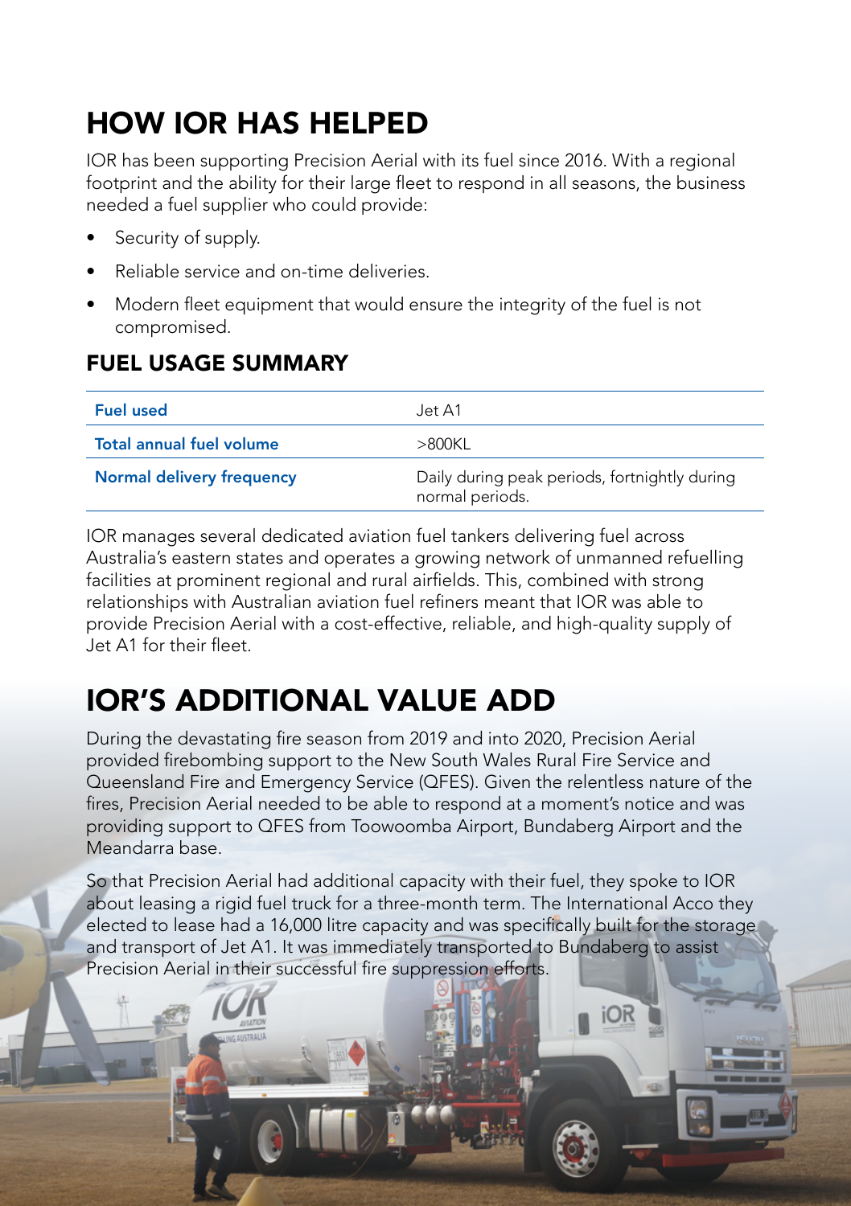# HOW IOR HAS HELPED

IOR has been supporting Precision Aerial with its fuel since 2016. With a regional footprint and the ability for their large fleet to respond in all seasons, the business needed a fuel supplier who could provide:

- Security of supply.
- Reliable service and on-time deliveries.
- Modern fleet equipment that would ensure the integrity of the fuel is not compromised.

## FUEL USAGE SUMMARY

| | |
|---|---|
| **Fuel used** | Jet A1 |
| **Total annual fuel volume** | >800KL |
| **Normal delivery frequency** | Daily during peak periods, fortnightly during normal periods. |

IOR manages several dedicated aviation fuel tankers delivering fuel across Australia's eastern states and operates a growing network of unmanned refuelling facilities at prominent regional and rural airfields. This, combined with strong relationships with Australian aviation fuel refiners meant that IOR was able to provide Precision Aerial with a cost-effective, reliable, and high-quality supply of Jet A1 for their fleet.

# IOR'S ADDITIONAL VALUE ADD

During the devastating fire season from 2019 and into 2020, Precision Aerial provided firebombing support to the New South Wales Rural Fire Service and Queensland Fire and Emergency Service (QFES). Given the relentless nature of the fires, Precision Aerial needed to be able to respond at a moment's notice and was providing support to QFES from Toowoomba Airport, Bundaberg Airport and the Meandarra base.

So that Precision Aerial had additional capacity with their fuel, they spoke to IOR about leasing a rigid fuel truck for a three-month term. The International Acco they elected to lease had a 16,000 litre capacity and was specifically built for the storage and transport of Jet A1. It was immediately transported to Bundaberg to assist Precision Aerial in their successful fire suppression efforts.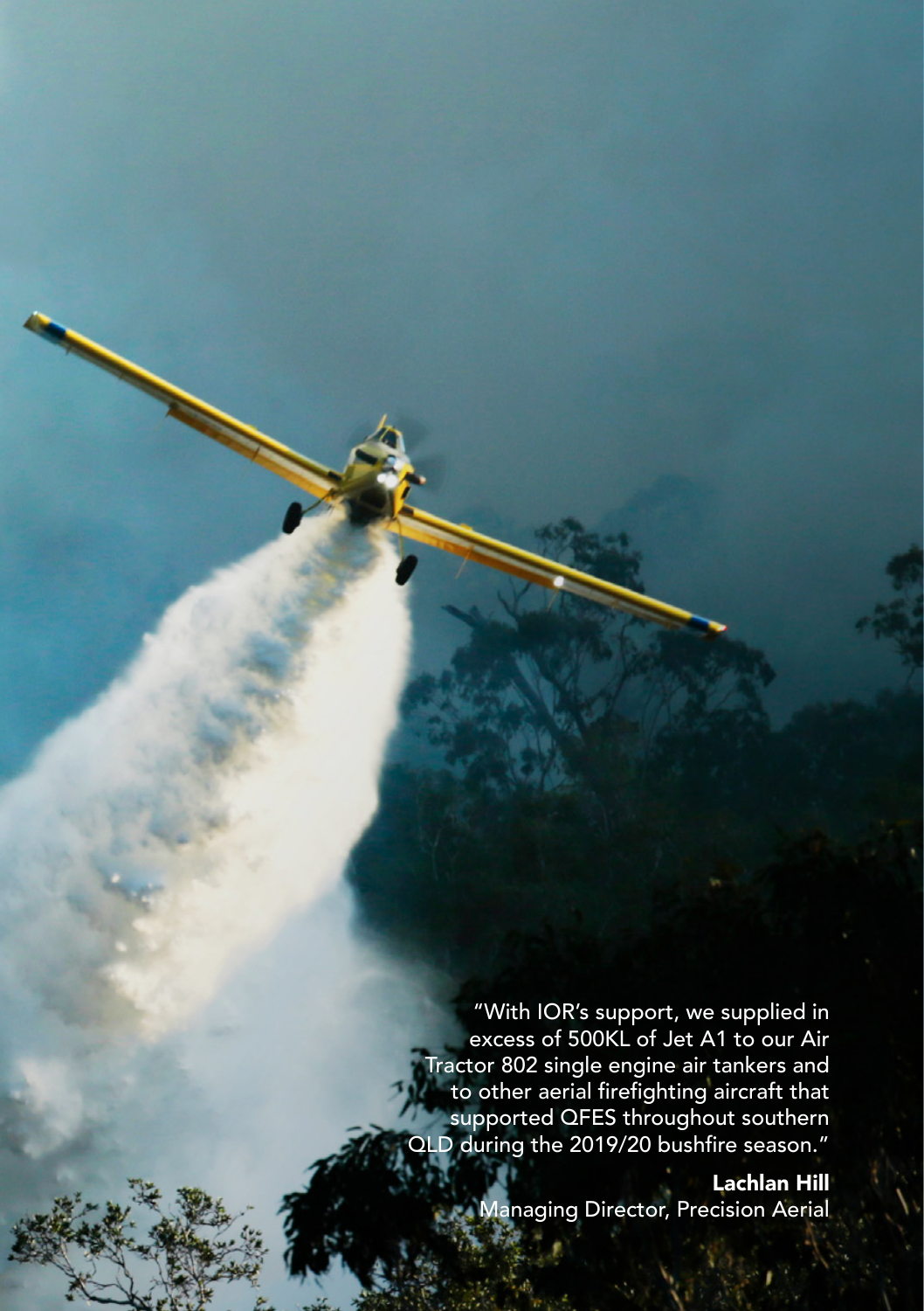"With IOR's support, we supplied in excess of 500KL of Jet A1 to our Air Tractor 802 single engine air tankers and to other aerial firefighting aircraft that supported QFES throughout southern QLD during the 2019/20 bushfire season."

**Lachlan Hill**
Managing Director, Precision Aerial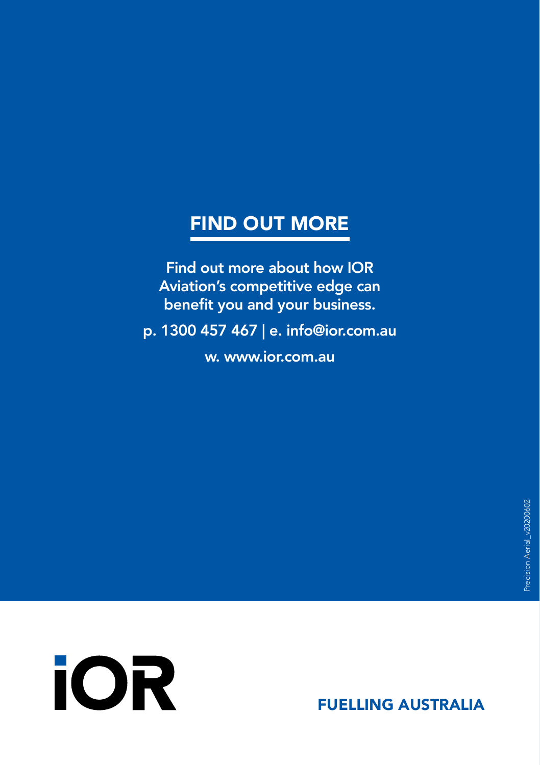## FIND OUT MORE

Find out more about how IOR Aviation's competitive edge can benefit you and your business.

p. 1300 457 467 | e. info@ior.com.au

w. www.ior.com.au

Precision Aerial_v20200602

iOR

FUELLING AUSTRALIA